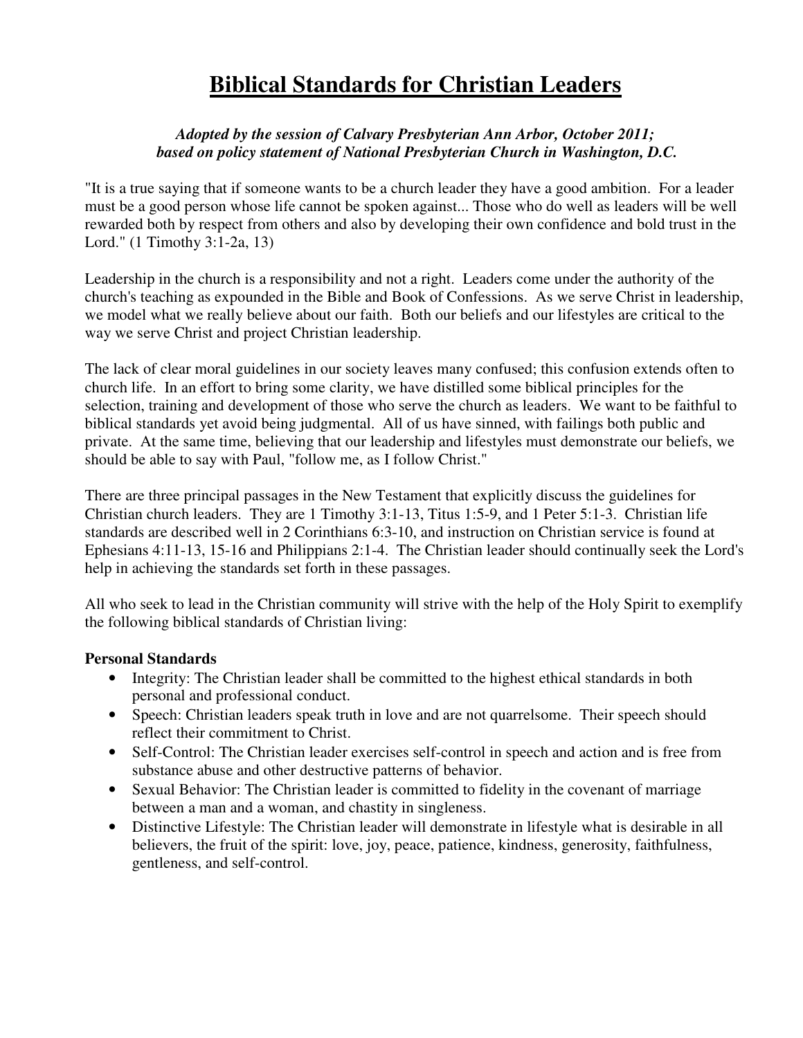# Biblical Standards for Christian Leaders

*Adopted by the session of Calvary Presbyterian Ann Arbor, October 2011; based on policy statement of National Presbyterian Church in Washington, D.C.*

"It is a true saying that if someone wants to be a church leader they have a good ambition. For a leader must be a good person whose life cannot be spoken against... Those who do well as leaders will be well rewarded both by respect from others and also by developing their own confidence and bold trust in the Lord." (1 Timothy 3:1-2a, 13)

Leadership in the church is a responsibility and not a right. Leaders come under the authority of the church's teaching as expounded in the Bible and Book of Confessions. As we serve Christ in leadership, we model what we really believe about our faith. Both our beliefs and our lifestyles are critical to the way we serve Christ and project Christian leadership.

The lack of clear moral guidelines in our society leaves many confused; this confusion extends often to church life. In an effort to bring some clarity, we have distilled some biblical principles for the selection, training and development of those who serve the church as leaders. We want to be faithful to biblical standards yet avoid being judgmental. All of us have sinned, with failings both public and private. At the same time, believing that our leadership and lifestyles must demonstrate our beliefs, we should be able to say with Paul, "follow me, as I follow Christ."

There are three principal passages in the New Testament that explicitly discuss the guidelines for Christian church leaders. They are 1 Timothy 3:1-13, Titus 1:5-9, and 1 Peter 5:1-3. Christian life standards are described well in 2 Corinthians 6:3-10, and instruction on Christian service is found at Ephesians 4:11-13, 15-16 and Philippians 2:1-4. The Christian leader should continually seek the Lord's help in achieving the standards set forth in these passages.

All who seek to lead in the Christian community will strive with the help of the Holy Spirit to exemplify the following biblical standards of Christian living:

**Personal Standards**

- Integrity: The Christian leader shall be committed to the highest ethical standards in both personal and professional conduct.
- Speech: Christian leaders speak truth in love and are not quarrelsome. Their speech should reflect their commitment to Christ.
- Self-Control: The Christian leader exercises self-control in speech and action and is free from substance abuse and other destructive patterns of behavior.
- Sexual Behavior: The Christian leader is committed to fidelity in the covenant of marriage between a man and a woman, and chastity in singleness.
- Distinctive Lifestyle: The Christian leader will demonstrate in lifestyle what is desirable in all believers, the fruit of the spirit: love, joy, peace, patience, kindness, generosity, faithfulness, gentleness, and self-control.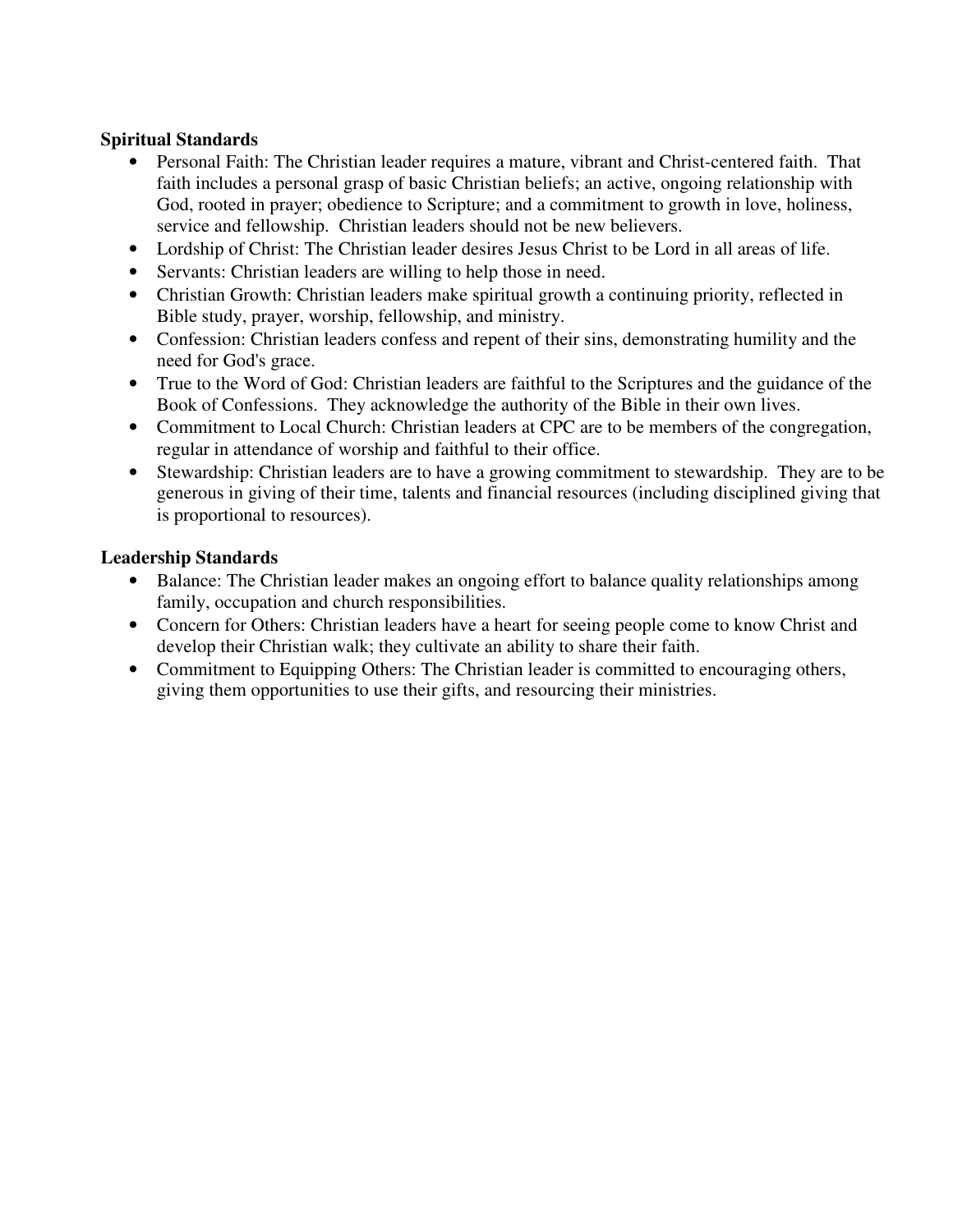**Spiritual Standards**

- Personal Faith: The Christian leader requires a mature, vibrant and Christ-centered faith. That faith includes a personal grasp of basic Christian beliefs; an active, ongoing relationship with God, rooted in prayer; obedience to Scripture; and a commitment to growth in love, holiness, service and fellowship. Christian leaders should not be new believers.
- Lordship of Christ: The Christian leader desires Jesus Christ to be Lord in all areas of life.
- Servants: Christian leaders are willing to help those in need.
- Christian Growth: Christian leaders make spiritual growth a continuing priority, reflected in Bible study, prayer, worship, fellowship, and ministry.
- Confession: Christian leaders confess and repent of their sins, demonstrating humility and the need for God's grace.
- True to the Word of God: Christian leaders are faithful to the Scriptures and the guidance of the Book of Confessions. They acknowledge the authority of the Bible in their own lives.
- Commitment to Local Church: Christian leaders at CPC are to be members of the congregation, regular in attendance of worship and faithful to their office.
- Stewardship: Christian leaders are to have a growing commitment to stewardship. They are to be generous in giving of their time, talents and financial resources (including disciplined giving that is proportional to resources).

**Leadership Standards**

- Balance: The Christian leader makes an ongoing effort to balance quality relationships among family, occupation and church responsibilities.
- Concern for Others: Christian leaders have a heart for seeing people come to know Christ and develop their Christian walk; they cultivate an ability to share their faith.
- Commitment to Equipping Others: The Christian leader is committed to encouraging others, giving them opportunities to use their gifts, and resourcing their ministries.